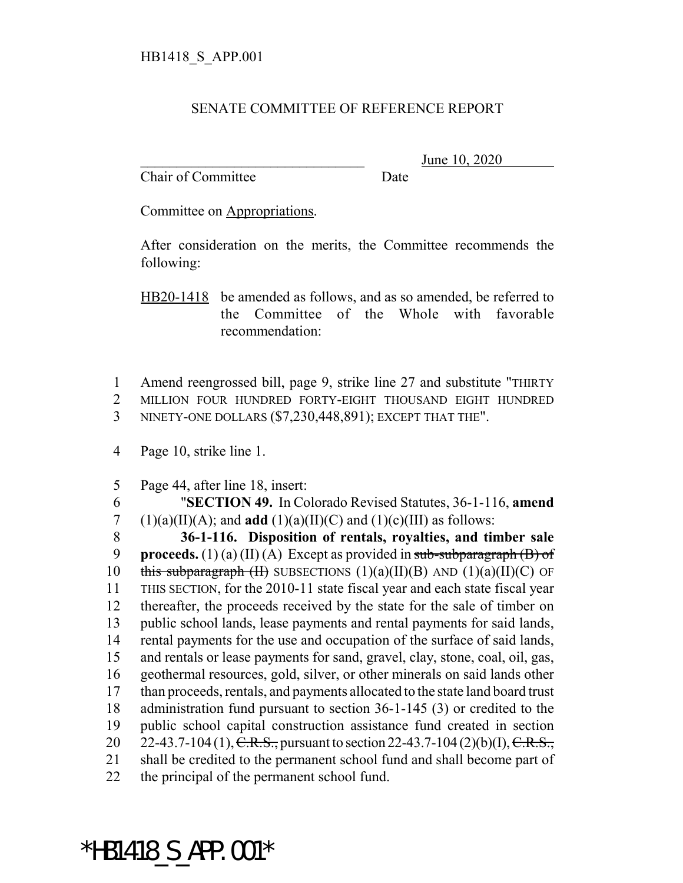HB1418_S_APP.001

SENATE COMMITTEE OF REFERENCE REPORT

_______________________________ June 10, 2020
Chair of Committee Date

Committee on Appropriations.

After consideration on the merits, the Committee recommends the following:

HB20-1418 be amended as follows, and as so amended, be referred to the Committee of the Whole with favorable recommendation:

1 Amend reengrossed bill, page 9, strike line 27 and substitute "THIRTY
2 MILLION FOUR HUNDRED FORTY-EIGHT THOUSAND EIGHT HUNDRED
3 NINETY-ONE DOLLARS ($7,230,448,891); EXCEPT THAT THE".

4 Page 10, strike line 1.

5 Page 44, after line 18, insert:
6 "**SECTION 49.** In Colorado Revised Statutes, 36-1-116, **amend**
7 (1)(a)(II)(A); and **add** (1)(a)(II)(C) and (1)(c)(III) as follows:
8 **36-1-116. Disposition of rentals, royalties, and timber sale**
9 **proceeds.** (1) (a) (II) (A) Except as provided in ~~sub-subparagraph (B) of~~
10 ~~this subparagraph (II)~~ SUBSECTIONS (1)(a)(II)(B) AND (1)(a)(II)(C) OF
11 THIS SECTION, for the 2010-11 state fiscal year and each state fiscal year
12 thereafter, the proceeds received by the state for the sale of timber on
13 public school lands, lease payments and rental payments for said lands,
14 rental payments for the use and occupation of the surface of said lands,
15 and rentals or lease payments for sand, gravel, clay, stone, coal, oil, gas,
16 geothermal resources, gold, silver, or other minerals on said lands other
17 than proceeds, rentals, and payments allocated to the state land board trust
18 administration fund pursuant to section 36-1-145 (3) or credited to the
19 public school capital construction assistance fund created in section
20 22-43.7-104 (1), ~~C.R.S.,~~ pursuant to section 22-43.7-104 (2)(b)(I), ~~C.R.S.,~~
21 shall be credited to the permanent school fund and shall become part of
22 the principal of the permanent school fund.

*HB1418_S_APP.001*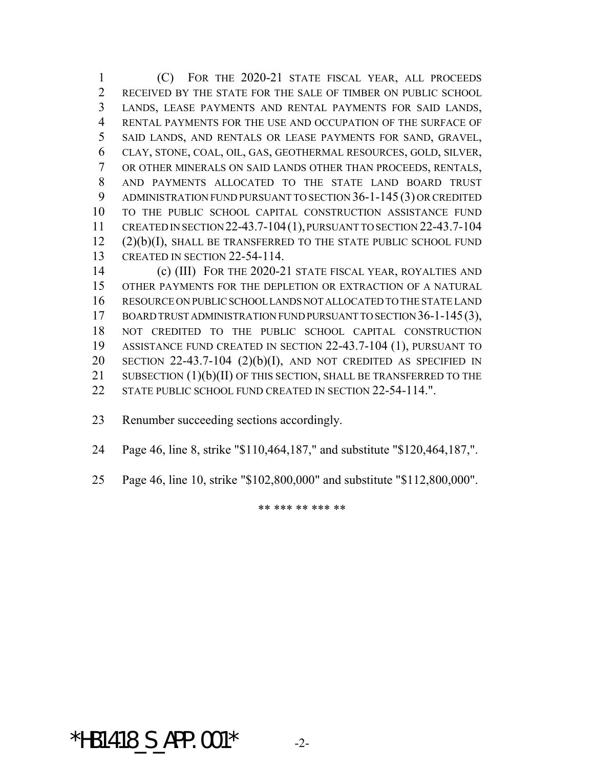(C) FOR THE 2020-21 STATE FISCAL YEAR, ALL PROCEEDS RECEIVED BY THE STATE FOR THE SALE OF TIMBER ON PUBLIC SCHOOL LANDS, LEASE PAYMENTS AND RENTAL PAYMENTS FOR SAID LANDS, RENTAL PAYMENTS FOR THE USE AND OCCUPATION OF THE SURFACE OF SAID LANDS, AND RENTALS OR LEASE PAYMENTS FOR SAND, GRAVEL, CLAY, STONE, COAL, OIL, GAS, GEOTHERMAL RESOURCES, GOLD, SILVER, OR OTHER MINERALS ON SAID LANDS OTHER THAN PROCEEDS, RENTALS, AND PAYMENTS ALLOCATED TO THE STATE LAND BOARD TRUST ADMINISTRATION FUND PURSUANT TO SECTION 36-1-145 (3) OR CREDITED TO THE PUBLIC SCHOOL CAPITAL CONSTRUCTION ASSISTANCE FUND CREATED IN SECTION 22-43.7-104 (1), PURSUANT TO SECTION 22-43.7-104 (2)(b)(I), SHALL BE TRANSFERRED TO THE STATE PUBLIC SCHOOL FUND CREATED IN SECTION 22-54-114.

(c) (III) FOR THE 2020-21 STATE FISCAL YEAR, ROYALTIES AND OTHER PAYMENTS FOR THE DEPLETION OR EXTRACTION OF A NATURAL RESOURCE ON PUBLIC SCHOOL LANDS NOT ALLOCATED TO THE STATE LAND BOARD TRUST ADMINISTRATION FUND PURSUANT TO SECTION 36-1-145 (3), NOT CREDITED TO THE PUBLIC SCHOOL CAPITAL CONSTRUCTION ASSISTANCE FUND CREATED IN SECTION 22-43.7-104 (1), PURSUANT TO SECTION 22-43.7-104 (2)(b)(I), AND NOT CREDITED AS SPECIFIED IN SUBSECTION (1)(b)(II) OF THIS SECTION, SHALL BE TRANSFERRED TO THE STATE PUBLIC SCHOOL FUND CREATED IN SECTION 22-54-114.".

Renumber succeeding sections accordingly.

Page 46, line 8, strike "$110,464,187," and substitute "$120,464,187,".

Page 46, line 10, strike "$102,800,000" and substitute "$112,800,000".

** *** ** *** **

*HB1418_S_APP.001*